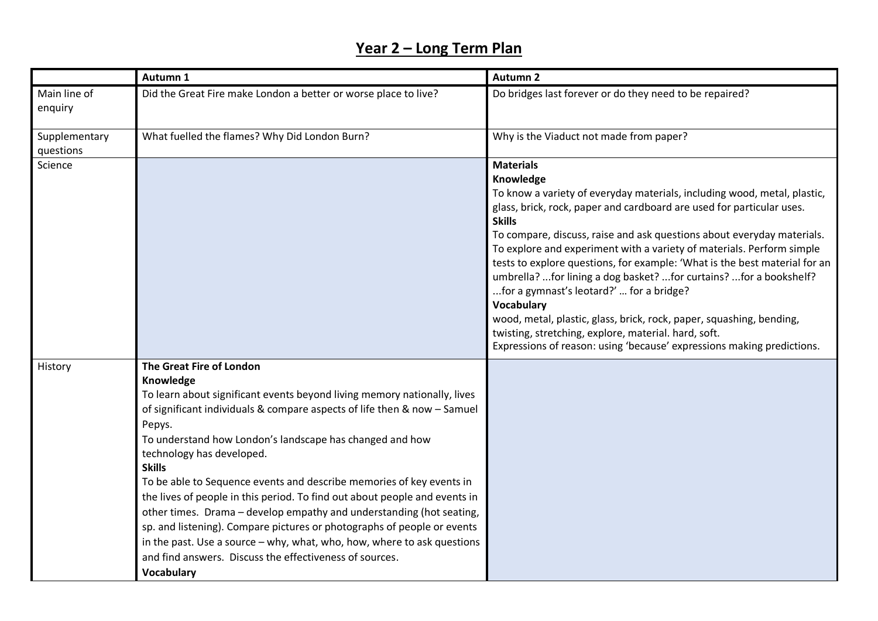# Year 2 – Long Term Plan

| | Autumn 1 | Autumn 2 |
|---|---|---|
| Main line of enquiry | Did the Great Fire make London a better or worse place to live? | Do bridges last forever or do they need to be repaired? |
| Supplementary questions | What fuelled the flames? Why Did London Burn? | Why is the Viaduct not made from paper? |
| Science | | **Materials**<br>**Knowledge**<br>To know a variety of everyday materials, including wood, metal, plastic, glass, brick, rock, paper and cardboard are used for particular uses.<br>**Skills**<br>To compare, discuss, raise and ask questions about everyday materials. To explore and experiment with a variety of materials. Perform simple tests to explore questions, for example: 'What is the best material for an umbrella? ...for lining a dog basket? ...for curtains? ...for a bookshelf? ...for a gymnast's leotard?' … for a bridge?<br>**Vocabulary**<br>wood, metal, plastic, glass, brick, rock, paper, squashing, bending, twisting, stretching, explore, material. hard, soft.<br>Expressions of reason: using 'because' expressions making predictions. |
| History | **The Great Fire of London**<br>**Knowledge**<br>To learn about significant events beyond living memory nationally, lives of significant individuals & compare aspects of life then & now – Samuel Pepys.<br>To understand how London's landscape has changed and how technology has developed.<br>**Skills**<br>To be able to Sequence events and describe memories of key events in the lives of people in this period. To find out about people and events in other times. Drama – develop empathy and understanding (hot seating, sp. and listening). Compare pictures or photographs of people or events in the past. Use a source – why, what, who, how, where to ask questions and find answers. Discuss the effectiveness of sources.<br>**Vocabulary** | |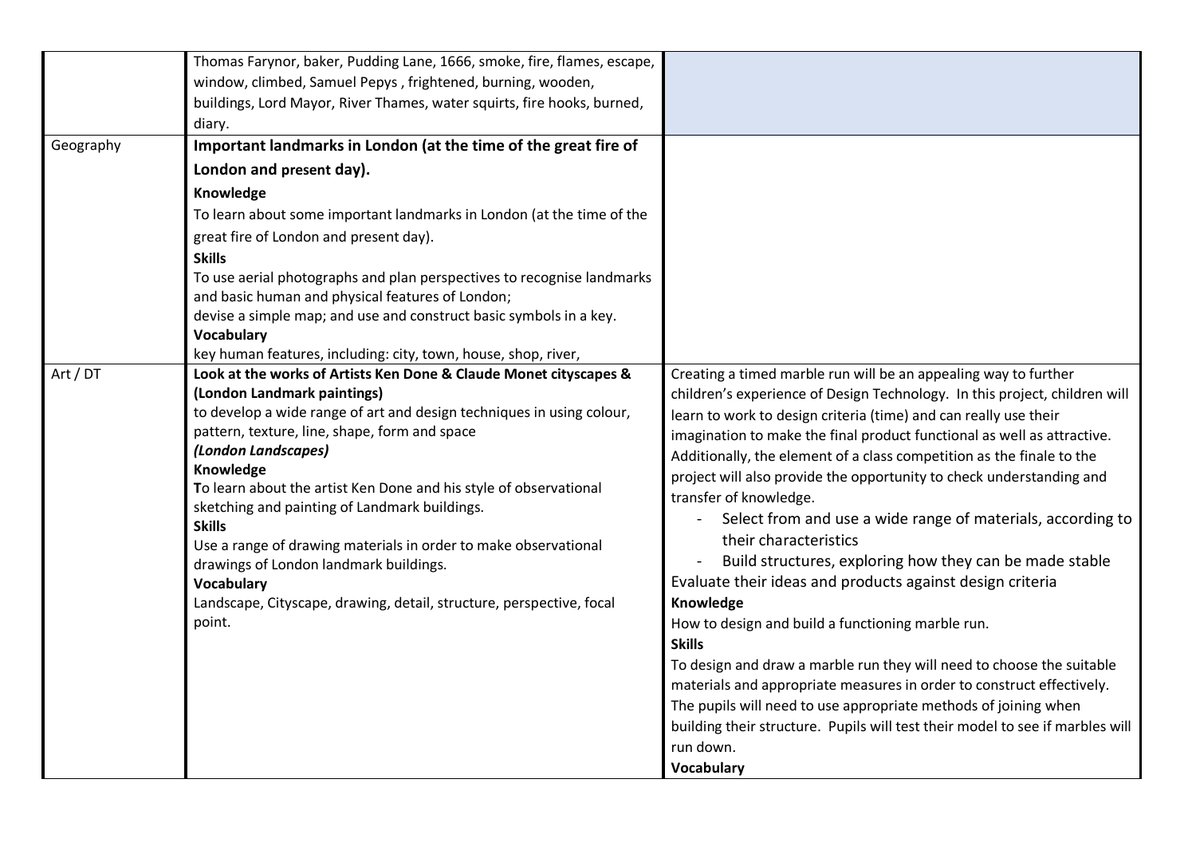| | | |
|---|---|---|
| | Thomas Farynor, baker, Pudding Lane, 1666, smoke, fire, flames, escape, window, climbed, Samuel Pepys , frightened, burning, wooden, buildings, Lord Mayor, River Thames, water squirts, fire hooks, burned, diary. | |
| Geography | **Important landmarks in London (at the time of the great fire of London and present day).**<br>**Knowledge**<br>To learn about some important landmarks in London (at the time of the great fire of London and present day).<br>**Skills**<br>To use aerial photographs and plan perspectives to recognise landmarks and basic human and physical features of London;<br>devise a simple map; and use and construct basic symbols in a key.<br>**Vocabulary**<br>key human features, including: city, town, house, shop, river, | |
| Art / DT | **Look at the works of Artists Ken Done & Claude Monet cityscapes & (London Landmark paintings)**<br>to develop a wide range of art and design techniques in using colour, pattern, texture, line, shape, form and space<br>***(London Landscapes)***<br>**Knowledge**<br>**T**o learn about the artist Ken Done and his style of observational sketching and painting of Landmark buildings.<br>**Skills**<br>Use a range of drawing materials in order to make observational drawings of London landmark buildings.<br>**Vocabulary**<br>Landscape, Cityscape, drawing, detail, structure, perspective, focal point. | Creating a timed marble run will be an appealing way to further children's experience of Design Technology. In this project, children will learn to work to design criteria (time) and can really use their imagination to make the final product functional as well as attractive. Additionally, the element of a class competition as the finale to the project will also provide the opportunity to check understanding and transfer of knowledge.<br>- Select from and use a wide range of materials, according to their characteristics<br>- Build structures, exploring how they can be made stable<br>Evaluate their ideas and products against design criteria<br>**Knowledge**<br>How to design and build a functioning marble run.<br>**Skills**<br>To design and draw a marble run they will need to choose the suitable materials and appropriate measures in order to construct effectively. The pupils will need to use appropriate methods of joining when building their structure. Pupils will test their model to see if marbles will run down.<br>**Vocabulary** |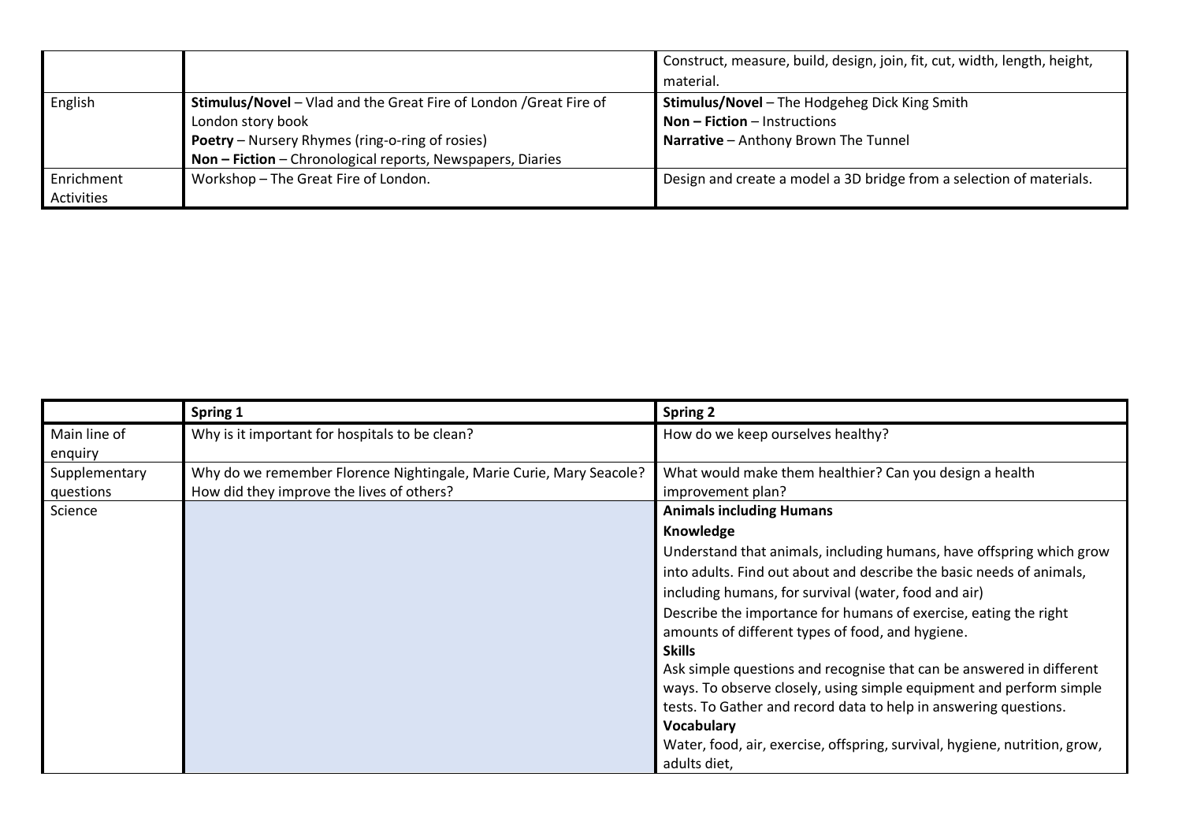| | | |
|---|---|---|
| | | Construct, measure, build, design, join, fit, cut, width, length, height, material. |
| English | **Stimulus/Novel** – Vlad and the Great Fire of London /Great Fire of London story book<br>**Poetry** – Nursery Rhymes (ring-o-ring of rosies)<br>**Non – Fiction** – Chronological reports, Newspapers, Diaries | **Stimulus/Novel** – The Hodgeheg Dick King Smith<br>**Non – Fiction** – Instructions<br>**Narrative** – Anthony Brown The Tunnel |
| Enrichment Activities | Workshop – The Great Fire of London. | Design and create a model a 3D bridge from a selection of materials. |

| | **Spring 1** | **Spring 2** |
|---|---|---|
| Main line of enquiry | Why is it important for hospitals to be clean? | How do we keep ourselves healthy? |
| Supplementary questions | Why do we remember Florence Nightingale, Marie Curie, Mary Seacole? How did they improve the lives of others? | What would make them healthier? Can you design a health improvement plan? |
| Science | | **Animals including Humans**<br>**Knowledge**<br>Understand that animals, including humans, have offspring which grow into adults. Find out about and describe the basic needs of animals, including humans, for survival (water, food and air)<br>Describe the importance for humans of exercise, eating the right amounts of different types of food, and hygiene.<br>**Skills**<br>Ask simple questions and recognise that can be answered in different ways. To observe closely, using simple equipment and perform simple tests. To Gather and record data to help in answering questions.<br>**Vocabulary**<br>Water, food, air, exercise, offspring, survival, hygiene, nutrition, grow, adults diet, |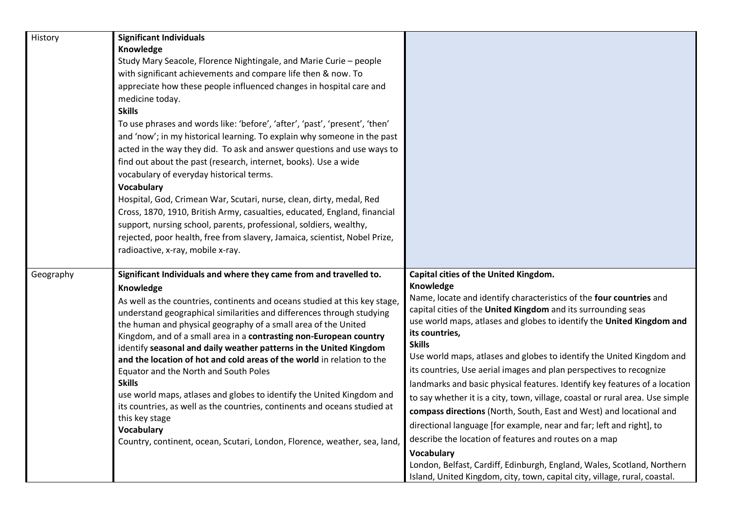| | | |
|---|---|---|
| History | **Significant Individuals**<br>**Knowledge**<br>Study Mary Seacole, Florence Nightingale, and Marie Curie – people with significant achievements and compare life then & now. To appreciate how these people influenced changes in hospital care and medicine today.<br>**Skills**<br>To use phrases and words like: 'before', 'after', 'past', 'present', 'then' and 'now'; in my historical learning. To explain why someone in the past acted in the way they did. To ask and answer questions and use ways to find out about the past (research, internet, books). Use a wide vocabulary of everyday historical terms.<br>**Vocabulary**<br>Hospital, God, Crimean War, Scutari, nurse, clean, dirty, medal, Red Cross, 1870, 1910, British Army, casualties, educated, England, financial support, nursing school, parents, professional, soldiers, wealthy, rejected, poor health, free from slavery, Jamaica, scientist, Nobel Prize, radioactive, x-ray, mobile x-ray. | |
| Geography | **Significant Individuals and where they came from and travelled to.**<br>**Knowledge**<br>As well as the countries, continents and oceans studied at this key stage, understand geographical similarities and differences through studying the human and physical geography of a small area of the United Kingdom, and of a small area in a **contrasting non-European country** identify **seasonal and daily weather patterns in the United Kingdom and the location of hot and cold areas of the world** in relation to the Equator and the North and South Poles<br>**Skills**<br>use world maps, atlases and globes to identify the United Kingdom and its countries, as well as the countries, continents and oceans studied at this key stage<br>**Vocabulary**<br>Country, continent, ocean, Scutari, London, Florence, weather, sea, land, | **Capital cities of the United Kingdom.**<br>**Knowledge**<br>Name, locate and identify characteristics of the **four countries** and capital cities of the **United Kingdom** and its surrounding seas use world maps, atlases and globes to identify the **United Kingdom and its countries,**<br>**Skills**<br>Use world maps, atlases and globes to identify the United Kingdom and its countries, Use aerial images and plan perspectives to recognize landmarks and basic physical features. Identify key features of a location to say whether it is a city, town, village, coastal or rural area. Use simple **compass directions** (North, South, East and West) and locational and directional language [for example, near and far; left and right], to describe the location of features and routes on a map<br>**Vocabulary**<br>London, Belfast, Cardiff, Edinburgh, England, Wales, Scotland, Northern Island, United Kingdom, city, town, capital city, village, rural, coastal. |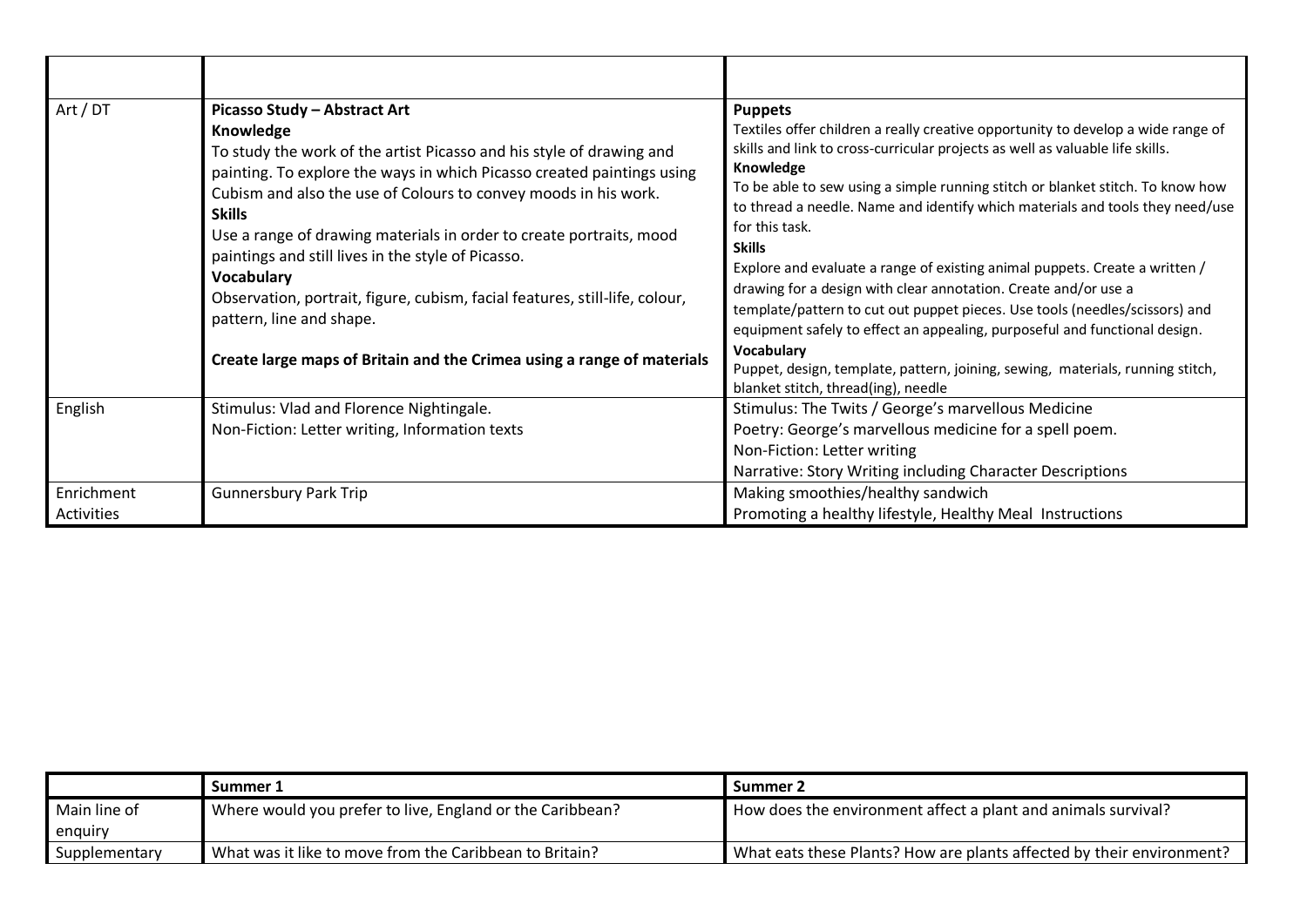| | | |
|---|---|---|
| Art / DT | **Picasso Study – Abstract Art**<br>**Knowledge**<br>To study the work of the artist Picasso and his style of drawing and painting. To explore the ways in which Picasso created paintings using Cubism and also the use of Colours to convey moods in his work.<br>**Skills**<br>Use a range of drawing materials in order to create portraits, mood paintings and still lives in the style of Picasso.<br>**Vocabulary**<br>Observation, portrait, figure, cubism, facial features, still-life, colour, pattern, line and shape.<br><br>**Create large maps of Britain and the Crimea using a range of materials** | **Puppets**<br>Textiles offer children a really creative opportunity to develop a wide range of skills and link to cross-curricular projects as well as valuable life skills.<br>**Knowledge**<br>To be able to sew using a simple running stitch or blanket stitch. To know how to thread a needle. Name and identify which materials and tools they need/use for this task.<br>**Skills**<br>Explore and evaluate a range of existing animal puppets. Create a written / drawing for a design with clear annotation. Create and/or use a template/pattern to cut out puppet pieces. Use tools (needles/scissors) and equipment safely to effect an appealing, purposeful and functional design.<br>**Vocabulary**<br>Puppet, design, template, pattern, joining, sewing, materials, running stitch, blanket stitch, thread(ing), needle |
| English | Stimulus: Vlad and Florence Nightingale.<br>Non-Fiction: Letter writing, Information texts | Stimulus: The Twits / George's marvellous Medicine<br>Poetry: George's marvellous medicine for a spell poem.<br>Non-Fiction: Letter writing<br>Narrative: Story Writing including Character Descriptions |
| Enrichment Activities | Gunnersbury Park Trip | Making smoothies/healthy sandwich<br>Promoting a healthy lifestyle, Healthy Meal Instructions |

| | **Summer 1** | **Summer 2** |
|---|---|---|
| Main line of enquiry | Where would you prefer to live, England or the Caribbean? | How does the environment affect a plant and animals survival? |
| Supplementary | What was it like to move from the Caribbean to Britain? | What eats these Plants? How are plants affected by their environment? |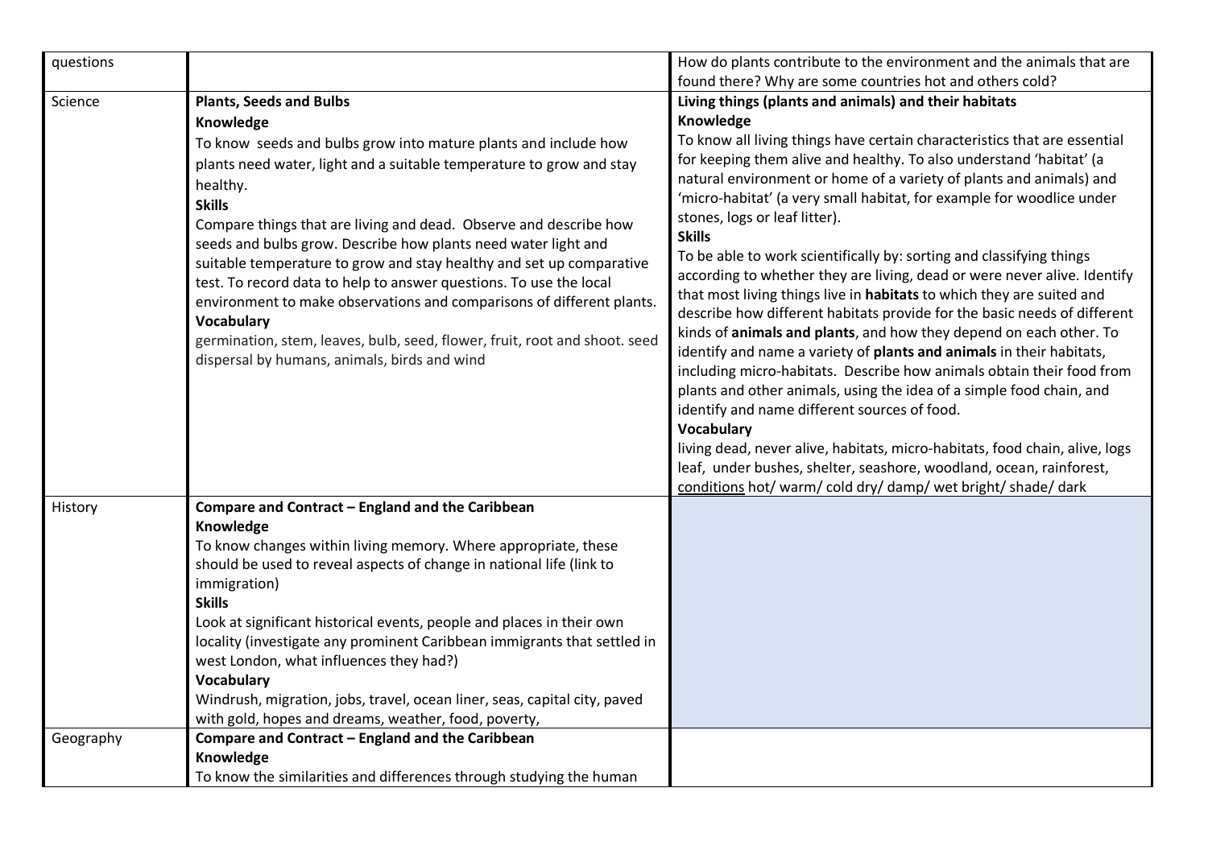| questions | | How do plants contribute to the environment and the animals that are found there? Why are some countries hot and others cold? |
|---|---|---|
| Science | **Plants, Seeds and Bulbs**<br>**Knowledge**<br>To know seeds and bulbs grow into mature plants and include how plants need water, light and a suitable temperature to grow and stay healthy.<br>**Skills**<br>Compare things that are living and dead. Observe and describe how seeds and bulbs grow. Describe how plants need water light and suitable temperature to grow and stay healthy and set up comparative test. To record data to help to answer questions. To use the local environment to make observations and comparisons of different plants.<br>**Vocabulary**<br>germination, stem, leaves, bulb, seed, flower, fruit, root and shoot. seed dispersal by humans, animals, birds and wind | **Living things (plants and animals) and their habitats**<br>**Knowledge**<br>To know all living things have certain characteristics that are essential for keeping them alive and healthy. To also understand 'habitat' (a natural environment or home of a variety of plants and animals) and 'micro-habitat' (a very small habitat, for example for woodlice under stones, logs or leaf litter).<br>**Skills**<br>To be able to work scientifically by: sorting and classifying things according to whether they are living, dead or were never alive. Identify that most living things live in **habitats** to which they are suited and describe how different habitats provide for the basic needs of different kinds of **animals and plants**, and how they depend on each other. To identify and name a variety of **plants and animals** in their habitats, including micro-habitats. Describe how animals obtain their food from plants and other animals, using the idea of a simple food chain, and identify and name different sources of food.<br>**Vocabulary**<br>living dead, never alive, habitats, micro-habitats, food chain, alive, logs leaf, under bushes, shelter, seashore, woodland, ocean, rainforest, conditions hot/ warm/ cold dry/ damp/ wet bright/ shade/ dark |
| History | **Compare and Contract – England and the Caribbean**<br>**Knowledge**<br>To know changes within living memory. Where appropriate, these should be used to reveal aspects of change in national life (link to immigration)<br>**Skills**<br>Look at significant historical events, people and places in their own locality (investigate any prominent Caribbean immigrants that settled in west London, what influences they had?)<br>**Vocabulary**<br>Windrush, migration, jobs, travel, ocean liner, seas, capital city, paved with gold, hopes and dreams, weather, food, poverty, | |
| Geography | **Compare and Contract – England and the Caribbean**<br>**Knowledge**<br>To know the similarities and differences through studying the human | |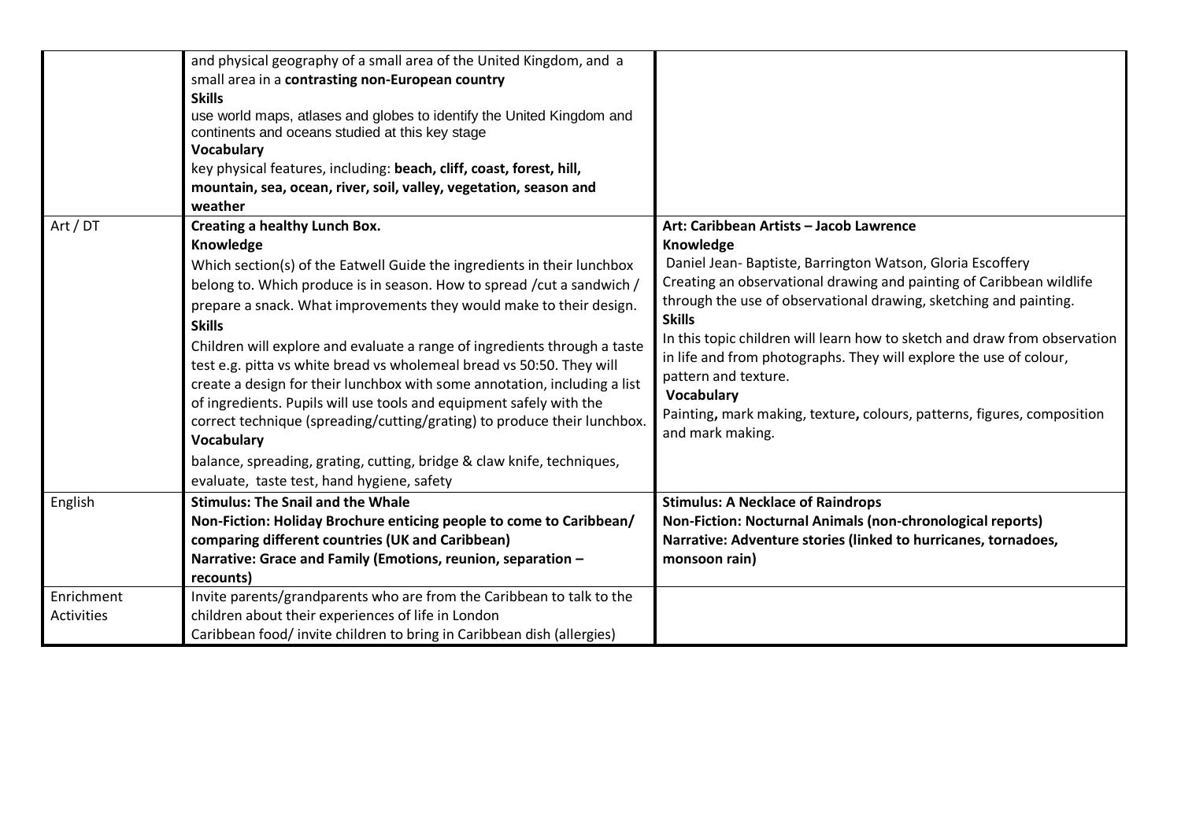| | | |
|---|---|---|
| | and physical geography of a small area of the United Kingdom, and a small area in a **contrasting non-European country**<br>**Skills**<br>use world maps, atlases and globes to identify the United Kingdom and continents and oceans studied at this key stage<br>**Vocabulary**<br>key physical features, including: **beach, cliff, coast, forest, hill, mountain, sea, ocean, river, soil, valley, vegetation, season and weather** | |
| Art / DT | **Creating a healthy Lunch Box.**<br>**Knowledge**<br>Which section(s) of the Eatwell Guide the ingredients in their lunchbox belong to. Which produce is in season. How to spread /cut a sandwich / prepare a snack. What improvements they would make to their design.<br>**Skills**<br>Children will explore and evaluate a range of ingredients through a taste test e.g. pitta vs white bread vs wholemeal bread vs 50:50. They will create a design for their lunchbox with some annotation, including a list of ingredients. Pupils will use tools and equipment safely with the correct technique (spreading/cutting/grating) to produce their lunchbox.<br>**Vocabulary**<br>balance, spreading, grating, cutting, bridge & claw knife, techniques, evaluate, taste test, hand hygiene, safety | **Art: Caribbean Artists – Jacob Lawrence**<br>**Knowledge**<br>Daniel Jean- Baptiste, Barrington Watson, Gloria Escoffery<br>Creating an observational drawing and painting of Caribbean wildlife through the use of observational drawing, sketching and painting.<br>**Skills**<br>In this topic children will learn how to sketch and draw from observation in life and from photographs. They will explore the use of colour, pattern and texture.<br>**Vocabulary**<br>Painting**,** mark making, texture**,** colours, patterns, figures, composition and mark making. |
| English | **Stimulus: The Snail and the Whale**<br>**Non-Fiction: Holiday Brochure enticing people to come to Caribbean/ comparing different countries (UK and Caribbean)**<br>**Narrative: Grace and Family (Emotions, reunion, separation – recounts)** | **Stimulus: A Necklace of Raindrops**<br>**Non-Fiction: Nocturnal Animals (non-chronological reports)**<br>**Narrative: Adventure stories (linked to hurricanes, tornadoes, monsoon rain)** |
| Enrichment Activities | Invite parents/grandparents who are from the Caribbean to talk to the children about their experiences of life in London<br>Caribbean food/ invite children to bring in Caribbean dish (allergies) | |